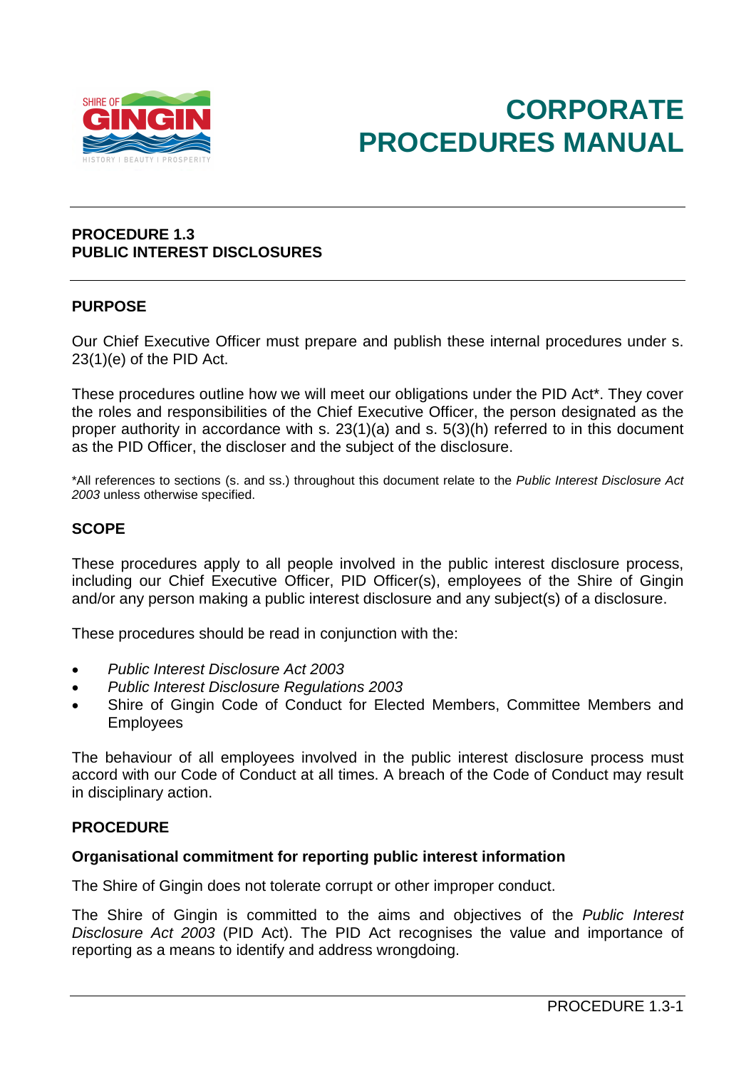# CORPORATE PROCEDURES MANUAL

## PROCEDURE 1.3
## PUBLIC INTEREST DISCLOSURES

### PURPOSE

Our Chief Executive Officer must prepare and publish these internal procedures under s. 23(1)(e) of the PID Act.

These procedures outline how we will meet our obligations under the PID Act*. They cover the roles and responsibilities of the Chief Executive Officer, the person designated as the proper authority in accordance with s. 23(1)(a) and s. 5(3)(h) referred to in this document as the PID Officer, the discloser and the subject of the disclosure.

*All references to sections (s. and ss.) throughout this document relate to the *Public Interest Disclosure Act 2003* unless otherwise specified.

### SCOPE

These procedures apply to all people involved in the public interest disclosure process, including our Chief Executive Officer, PID Officer(s), employees of the Shire of Gingin and/or any person making a public interest disclosure and any subject(s) of a disclosure.

These procedures should be read in conjunction with the:

- *Public Interest Disclosure Act 2003*
- *Public Interest Disclosure Regulations 2003*
- Shire of Gingin Code of Conduct for Elected Members, Committee Members and Employees

The behaviour of all employees involved in the public interest disclosure process must accord with our Code of Conduct at all times. A breach of the Code of Conduct may result in disciplinary action.

### PROCEDURE

#### Organisational commitment for reporting public interest information

The Shire of Gingin does not tolerate corrupt or other improper conduct.

The Shire of Gingin is committed to the aims and objectives of the *Public Interest Disclosure Act 2003* (PID Act). The PID Act recognises the value and importance of reporting as a means to identify and address wrongdoing.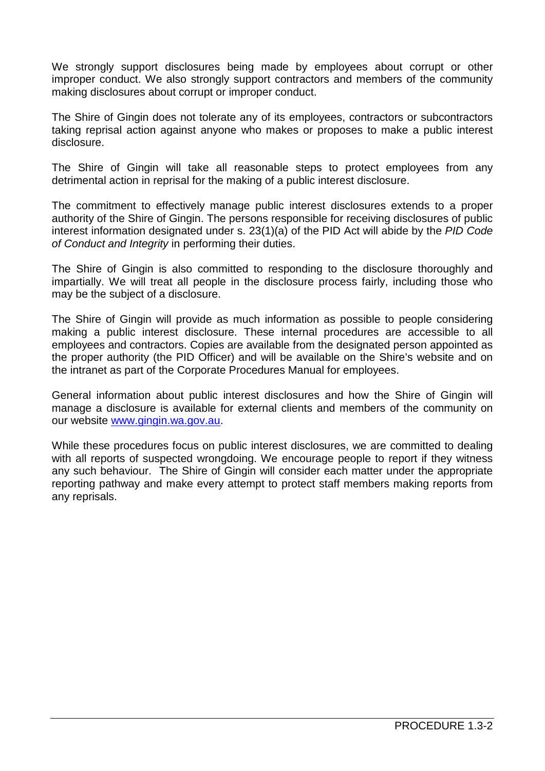We strongly support disclosures being made by employees about corrupt or other improper conduct. We also strongly support contractors and members of the community making disclosures about corrupt or improper conduct.

The Shire of Gingin does not tolerate any of its employees, contractors or subcontractors taking reprisal action against anyone who makes or proposes to make a public interest disclosure.

The Shire of Gingin will take all reasonable steps to protect employees from any detrimental action in reprisal for the making of a public interest disclosure.

The commitment to effectively manage public interest disclosures extends to a proper authority of the Shire of Gingin. The persons responsible for receiving disclosures of public interest information designated under s. 23(1)(a) of the PID Act will abide by the *PID Code of Conduct and Integrity* in performing their duties.

The Shire of Gingin is also committed to responding to the disclosure thoroughly and impartially. We will treat all people in the disclosure process fairly, including those who may be the subject of a disclosure.

The Shire of Gingin will provide as much information as possible to people considering making a public interest disclosure. These internal procedures are accessible to all employees and contractors. Copies are available from the designated person appointed as the proper authority (the PID Officer) and will be available on the Shire's website and on the intranet as part of the Corporate Procedures Manual for employees.

General information about public interest disclosures and how the Shire of Gingin will manage a disclosure is available for external clients and members of the community on our website [www.gingin.wa.gov.au](http://www.gingin.wa.gov.au).

While these procedures focus on public interest disclosures, we are committed to dealing with all reports of suspected wrongdoing. We encourage people to report if they witness any such behaviour. The Shire of Gingin will consider each matter under the appropriate reporting pathway and make every attempt to protect staff members making reports from any reprisals.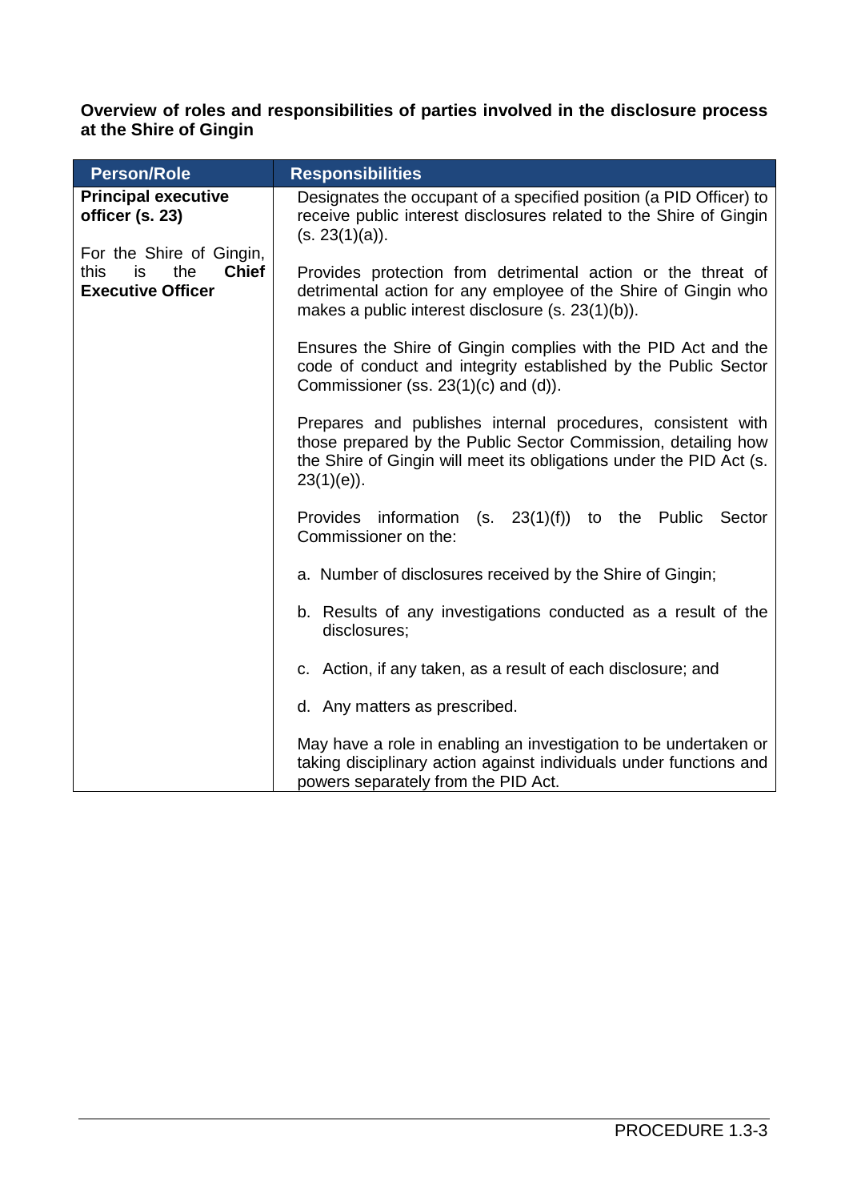**Overview of roles and responsibilities of parties involved in the disclosure process at the Shire of Gingin**

| Person/Role | Responsibilities |
| --- | --- |
| **Principal executive officer (s. 23)**<br><br>For the Shire of Gingin, this is the **Chief Executive Officer** | Designates the occupant of a specified position (a PID Officer) to receive public interest disclosures related to the Shire of Gingin (s. 23(1)(a)).<br><br>Provides protection from detrimental action or the threat of detrimental action for any employee of the Shire of Gingin who makes a public interest disclosure (s. 23(1)(b)).<br><br>Ensures the Shire of Gingin complies with the PID Act and the code of conduct and integrity established by the Public Sector Commissioner (ss. 23(1)(c) and (d)).<br><br>Prepares and publishes internal procedures, consistent with those prepared by the Public Sector Commission, detailing how the Shire of Gingin will meet its obligations under the PID Act (s. 23(1)(e)).<br><br>Provides information (s. 23(1)(f)) to the Public Sector Commissioner on the:<br><br>a. Number of disclosures received by the Shire of Gingin;<br><br>b. Results of any investigations conducted as a result of the disclosures;<br><br>c. Action, if any taken, as a result of each disclosure; and<br><br>d. Any matters as prescribed.<br><br>May have a role in enabling an investigation to be undertaken or taking disciplinary action against individuals under functions and powers separately from the PID Act. |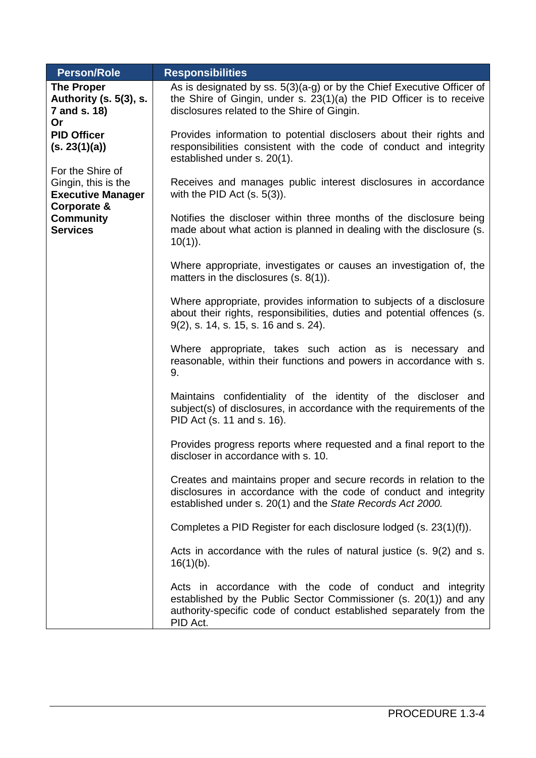| Person/Role | Responsibilities |
|---|---|
| **The Proper Authority (s. 5(3), s. 7 and s. 18)**<br>**Or**<br>**PID Officer (s. 23(1)(a))**<br><br>For the Shire of Gingin, this is the **Executive Manager Corporate & Community Services** | As is designated by ss. 5(3)(a-g) or by the Chief Executive Officer of the Shire of Gingin, under s. 23(1)(a) the PID Officer is to receive disclosures related to the Shire of Gingin.<br><br>Provides information to potential disclosers about their rights and responsibilities consistent with the code of conduct and integrity established under s. 20(1).<br><br>Receives and manages public interest disclosures in accordance with the PID Act (s. 5(3)).<br><br>Notifies the discloser within three months of the disclosure being made about what action is planned in dealing with the disclosure (s. 10(1)).<br><br>Where appropriate, investigates or causes an investigation of, the matters in the disclosures (s. 8(1)).<br><br>Where appropriate, provides information to subjects of a disclosure about their rights, responsibilities, duties and potential offences (s. 9(2), s. 14, s. 15, s. 16 and s. 24).<br><br>Where appropriate, takes such action as is necessary and reasonable, within their functions and powers in accordance with s. 9.<br><br>Maintains confidentiality of the identity of the discloser and subject(s) of disclosures, in accordance with the requirements of the PID Act (s. 11 and s. 16).<br><br>Provides progress reports where requested and a final report to the discloser in accordance with s. 10.<br><br>Creates and maintains proper and secure records in relation to the disclosures in accordance with the code of conduct and integrity established under s. 20(1) and the *State Records Act 2000.*<br><br>Completes a PID Register for each disclosure lodged (s. 23(1)(f)).<br><br>Acts in accordance with the rules of natural justice (s. 9(2) and s. 16(1)(b).<br><br>Acts in accordance with the code of conduct and integrity established by the Public Sector Commissioner (s. 20(1)) and any authority-specific code of conduct established separately from the PID Act. |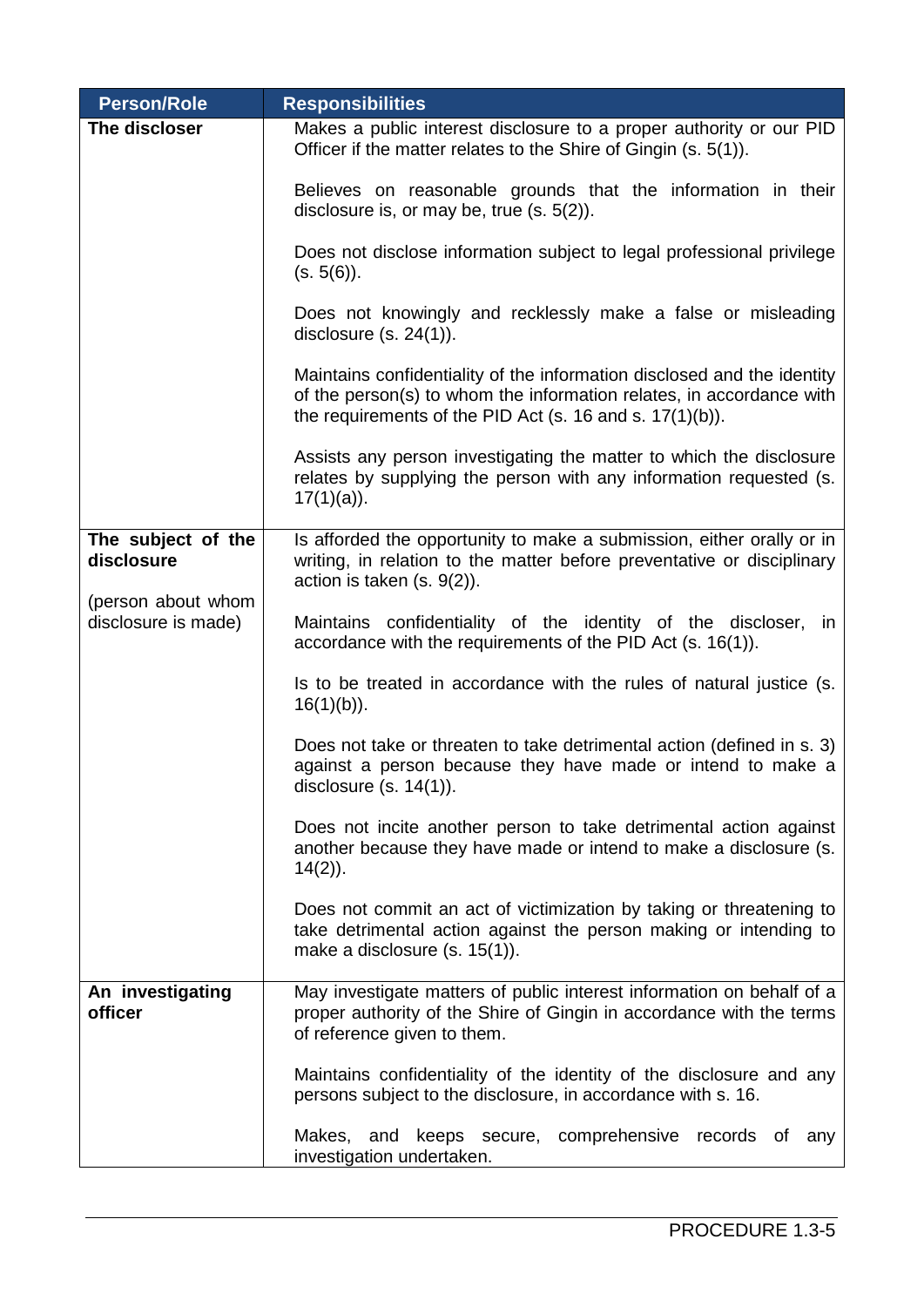| Person/Role | Responsibilities |
| --- | --- |
| **The discloser** | Makes a public interest disclosure to a proper authority or our PID Officer if the matter relates to the Shire of Gingin (s. 5(1)).<br><br>Believes on reasonable grounds that the information in their disclosure is, or may be, true (s. 5(2)).<br><br>Does not disclose information subject to legal professional privilege (s. 5(6)).<br><br>Does not knowingly and recklessly make a false or misleading disclosure (s. 24(1)).<br><br>Maintains confidentiality of the information disclosed and the identity of the person(s) to whom the information relates, in accordance with the requirements of the PID Act (s. 16 and s. 17(1)(b)).<br><br>Assists any person investigating the matter to which the disclosure relates by supplying the person with any information requested (s. 17(1)(a)). |
| **The subject of the disclosure**<br><br>(person about whom disclosure is made) | Is afforded the opportunity to make a submission, either orally or in writing, in relation to the matter before preventative or disciplinary action is taken (s. 9(2)).<br><br>Maintains confidentiality of the identity of the discloser, in accordance with the requirements of the PID Act (s. 16(1)).<br><br>Is to be treated in accordance with the rules of natural justice (s. 16(1)(b)).<br><br>Does not take or threaten to take detrimental action (defined in s. 3) against a person because they have made or intend to make a disclosure (s. 14(1)).<br><br>Does not incite another person to take detrimental action against another because they have made or intend to make a disclosure (s. 14(2)).<br><br>Does not commit an act of victimization by taking or threatening to take detrimental action against the person making or intending to make a disclosure (s. 15(1)). |
| **An investigating officer** | May investigate matters of public interest information on behalf of a proper authority of the Shire of Gingin in accordance with the terms of reference given to them.<br><br>Maintains confidentiality of the identity of the disclosure and any persons subject to the disclosure, in accordance with s. 16.<br><br>Makes, and keeps secure, comprehensive records of any investigation undertaken. |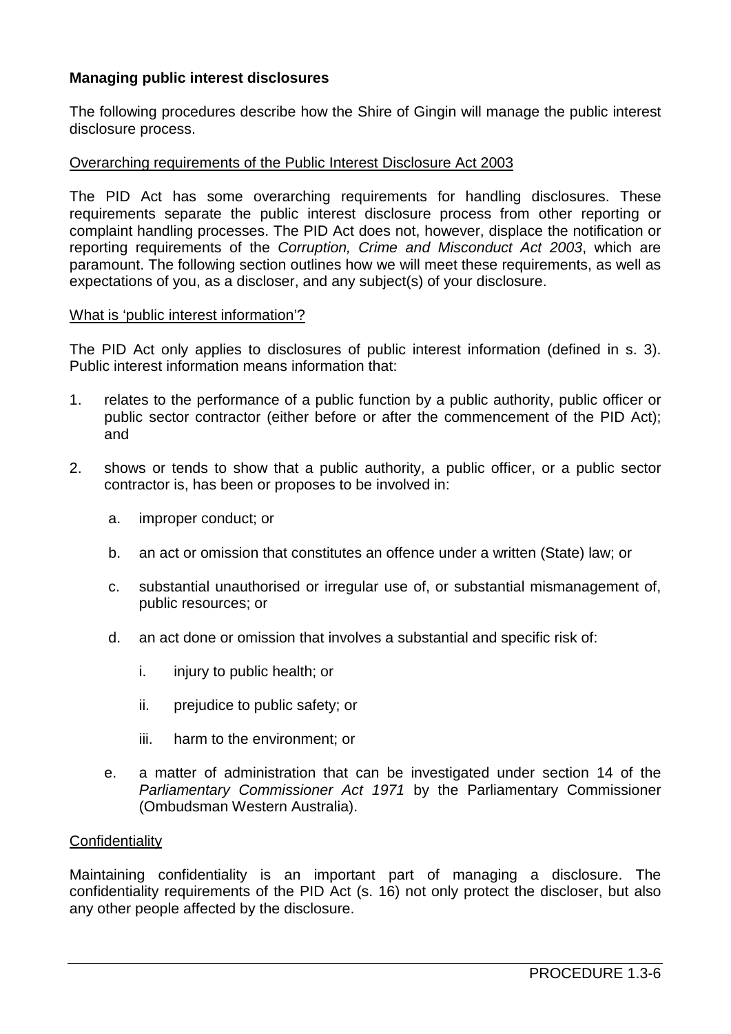**Managing public interest disclosures**

The following procedures describe how the Shire of Gingin will manage the public interest disclosure process.

Overarching requirements of the Public Interest Disclosure Act 2003

The PID Act has some overarching requirements for handling disclosures. These requirements separate the public interest disclosure process from other reporting or complaint handling processes. The PID Act does not, however, displace the notification or reporting requirements of the *Corruption, Crime and Misconduct Act 2003*, which are paramount. The following section outlines how we will meet these requirements, as well as expectations of you, as a discloser, and any subject(s) of your disclosure.

What is 'public interest information'?

The PID Act only applies to disclosures of public interest information (defined in s. 3). Public interest information means information that:

1. relates to the performance of a public function by a public authority, public officer or public sector contractor (either before or after the commencement of the PID Act); and

2. shows or tends to show that a public authority, a public officer, or a public sector contractor is, has been or proposes to be involved in:

    a. improper conduct; or

    b. an act or omission that constitutes an offence under a written (State) law; or

    c. substantial unauthorised or irregular use of, or substantial mismanagement of, public resources; or

    d. an act done or omission that involves a substantial and specific risk of:

        i. injury to public health; or

        ii. prejudice to public safety; or

        iii. harm to the environment; or

    e. a matter of administration that can be investigated under section 14 of the *Parliamentary Commissioner Act 1971* by the Parliamentary Commissioner (Ombudsman Western Australia).

Confidentiality

Maintaining confidentiality is an important part of managing a disclosure. The confidentiality requirements of the PID Act (s. 16) not only protect the discloser, but also any other people affected by the disclosure.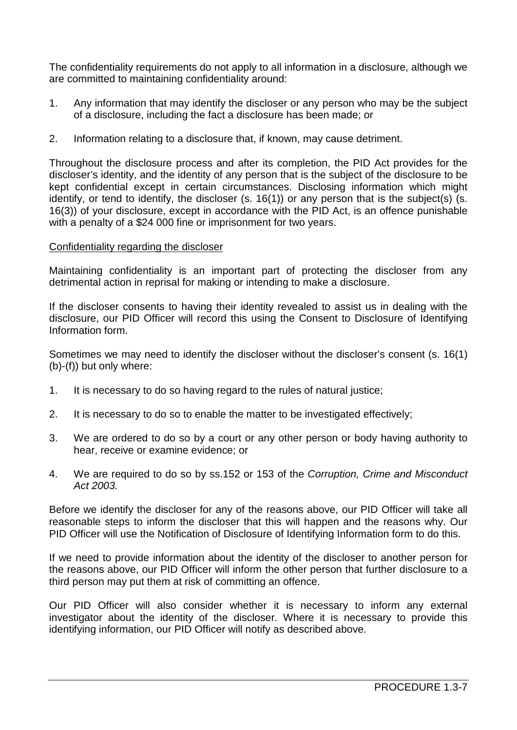The confidentiality requirements do not apply to all information in a disclosure, although we are committed to maintaining confidentiality around:

1. Any information that may identify the discloser or any person who may be the subject of a disclosure, including the fact a disclosure has been made; or

2. Information relating to a disclosure that, if known, may cause detriment.

Throughout the disclosure process and after its completion, the PID Act provides for the discloser's identity, and the identity of any person that is the subject of the disclosure to be kept confidential except in certain circumstances. Disclosing information which might identify, or tend to identify, the discloser (s. 16(1)) or any person that is the subject(s) (s. 16(3)) of your disclosure, except in accordance with the PID Act, is an offence punishable with a penalty of a $24 000 fine or imprisonment for two years.

<u>Confidentiality regarding the discloser</u>

Maintaining confidentiality is an important part of protecting the discloser from any detrimental action in reprisal for making or intending to make a disclosure.

If the discloser consents to having their identity revealed to assist us in dealing with the disclosure, our PID Officer will record this using the Consent to Disclosure of Identifying Information form.

Sometimes we may need to identify the discloser without the discloser's consent (s. 16(1) (b)-(f)) but only where:

1. It is necessary to do so having regard to the rules of natural justice;

2. It is necessary to do so to enable the matter to be investigated effectively;

3. We are ordered to do so by a court or any other person or body having authority to hear, receive or examine evidence; or

4. We are required to do so by ss.152 or 153 of the *Corruption, Crime and Misconduct Act 2003.*

Before we identify the discloser for any of the reasons above, our PID Officer will take all reasonable steps to inform the discloser that this will happen and the reasons why. Our PID Officer will use the Notification of Disclosure of Identifying Information form to do this.

If we need to provide information about the identity of the discloser to another person for the reasons above, our PID Officer will inform the other person that further disclosure to a third person may put them at risk of committing an offence.

Our PID Officer will also consider whether it is necessary to inform any external investigator about the identity of the discloser. Where it is necessary to provide this identifying information, our PID Officer will notify as described above.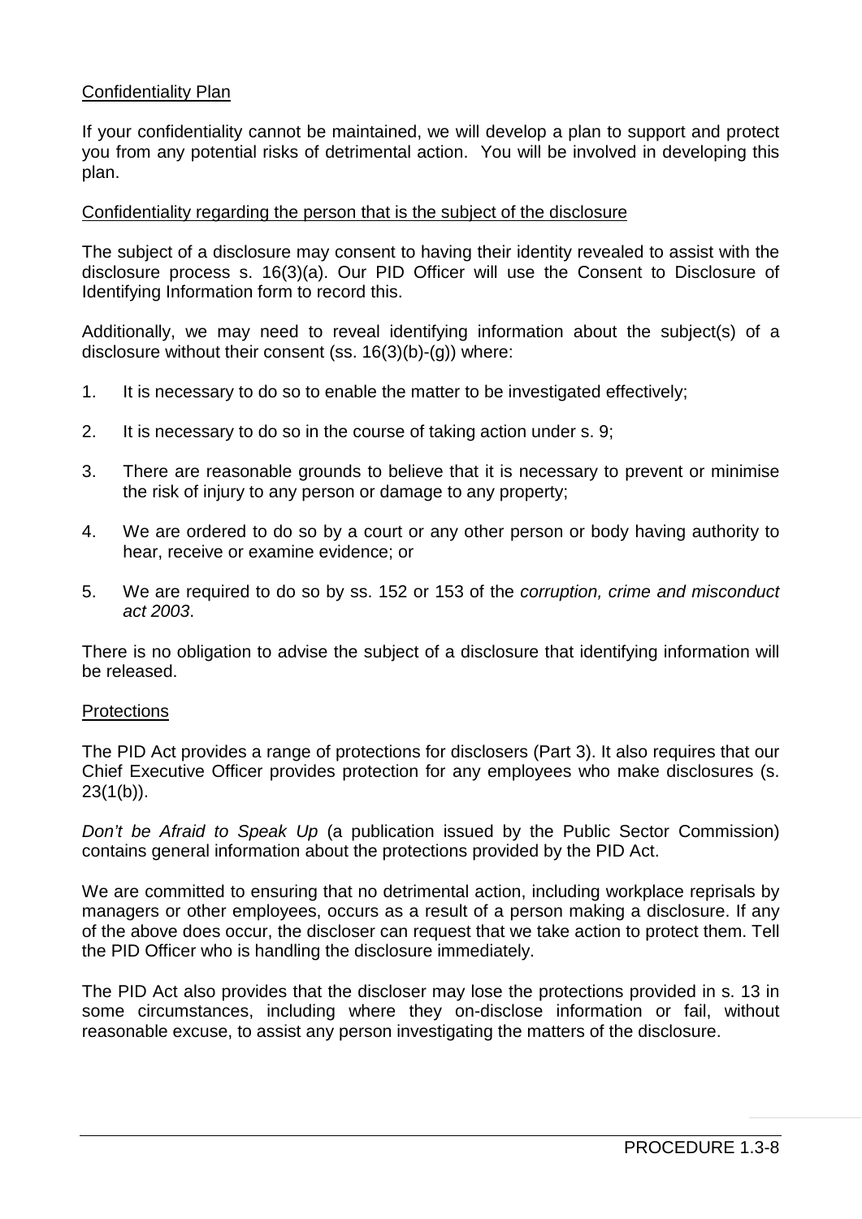<u>Confidentiality Plan</u>

If your confidentiality cannot be maintained, we will develop a plan to support and protect you from any potential risks of detrimental action. You will be involved in developing this plan.

<u>Confidentiality regarding the person that is the subject of the disclosure</u>

The subject of a disclosure may consent to having their identity revealed to assist with the disclosure process s. 16(3)(a). Our PID Officer will use the Consent to Disclosure of Identifying Information form to record this.

Additionally, we may need to reveal identifying information about the subject(s) of a disclosure without their consent (ss. 16(3)(b)-(g)) where:

1. It is necessary to do so to enable the matter to be investigated effectively;

2. It is necessary to do so in the course of taking action under s. 9;

3. There are reasonable grounds to believe that it is necessary to prevent or minimise the risk of injury to any person or damage to any property;

4. We are ordered to do so by a court or any other person or body having authority to hear, receive or examine evidence; or

5. We are required to do so by ss. 152 or 153 of the *corruption, crime and misconduct act 2003*.

There is no obligation to advise the subject of a disclosure that identifying information will be released.

<u>Protections</u>

The PID Act provides a range of protections for disclosers (Part 3). It also requires that our Chief Executive Officer provides protection for any employees who make disclosures (s. 23(1(b)).

*Don't be Afraid to Speak Up* (a publication issued by the Public Sector Commission) contains general information about the protections provided by the PID Act.

We are committed to ensuring that no detrimental action, including workplace reprisals by managers or other employees, occurs as a result of a person making a disclosure. If any of the above does occur, the discloser can request that we take action to protect them. Tell the PID Officer who is handling the disclosure immediately.

The PID Act also provides that the discloser may lose the protections provided in s. 13 in some circumstances, including where they on-disclose information or fail, without reasonable excuse, to assist any person investigating the matters of the disclosure.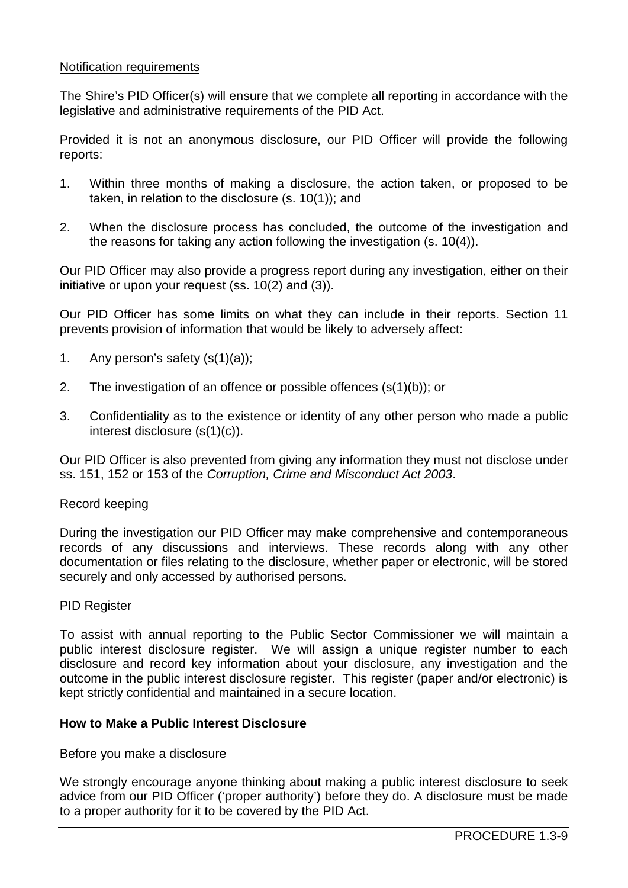Notification requirements

The Shire's PID Officer(s) will ensure that we complete all reporting in accordance with the legislative and administrative requirements of the PID Act.

Provided it is not an anonymous disclosure, our PID Officer will provide the following reports:

1. Within three months of making a disclosure, the action taken, or proposed to be taken, in relation to the disclosure (s. 10(1)); and

2. When the disclosure process has concluded, the outcome of the investigation and the reasons for taking any action following the investigation (s. 10(4)).

Our PID Officer may also provide a progress report during any investigation, either on their initiative or upon your request (ss. 10(2) and (3)).

Our PID Officer has some limits on what they can include in their reports. Section 11 prevents provision of information that would be likely to adversely affect:

1. Any person's safety (s(1)(a));

2. The investigation of an offence or possible offences (s(1)(b)); or

3. Confidentiality as to the existence or identity of any other person who made a public interest disclosure (s(1)(c)).

Our PID Officer is also prevented from giving any information they must not disclose under ss. 151, 152 or 153 of the *Corruption, Crime and Misconduct Act 2003*.

Record keeping

During the investigation our PID Officer may make comprehensive and contemporaneous records of any discussions and interviews. These records along with any other documentation or files relating to the disclosure, whether paper or electronic, will be stored securely and only accessed by authorised persons.

PID Register

To assist with annual reporting to the Public Sector Commissioner we will maintain a public interest disclosure register. We will assign a unique register number to each disclosure and record key information about your disclosure, any investigation and the outcome in the public interest disclosure register. This register (paper and/or electronic) is kept strictly confidential and maintained in a secure location.

**How to Make a Public Interest Disclosure**

Before you make a disclosure

We strongly encourage anyone thinking about making a public interest disclosure to seek advice from our PID Officer ('proper authority') before they do. A disclosure must be made to a proper authority for it to be covered by the PID Act.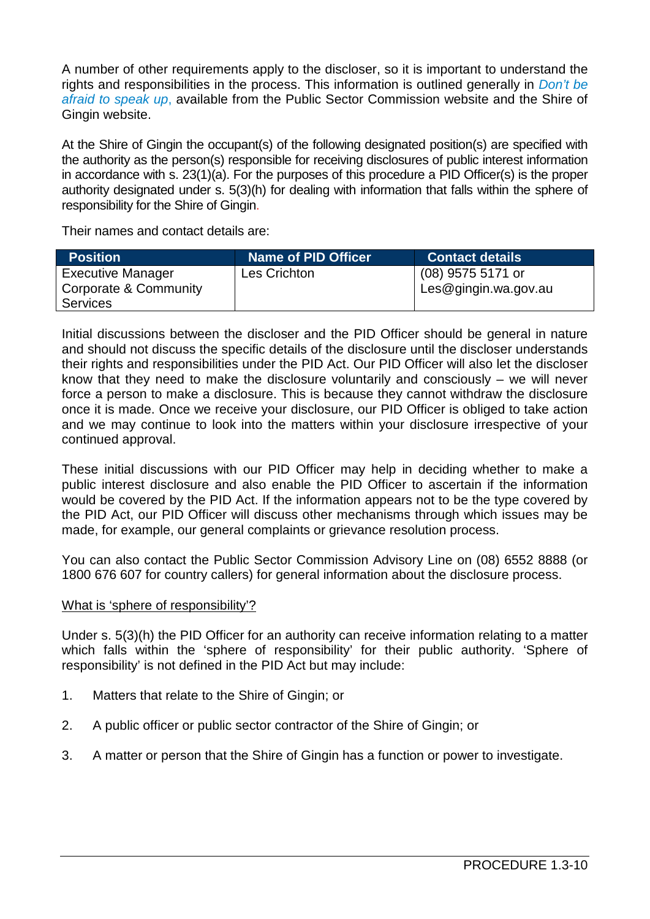A number of other requirements apply to the discloser, so it is important to understand the rights and responsibilities in the process. This information is outlined generally in *Don't be afraid to speak up*, available from the Public Sector Commission website and the Shire of Gingin website.

At the Shire of Gingin the occupant(s) of the following designated position(s) are specified with the authority as the person(s) responsible for receiving disclosures of public interest information in accordance with s. 23(1)(a). For the purposes of this procedure a PID Officer(s) is the proper authority designated under s. 5(3)(h) for dealing with information that falls within the sphere of responsibility for the Shire of Gingin.

Their names and contact details are:

| Position | Name of PID Officer | Contact details |
|---|---|---|
| Executive Manager Corporate & Community Services | Les Crichton | (08) 9575 5171 or Les@gingin.wa.gov.au |

Initial discussions between the discloser and the PID Officer should be general in nature and should not discuss the specific details of the disclosure until the discloser understands their rights and responsibilities under the PID Act. Our PID Officer will also let the discloser know that they need to make the disclosure voluntarily and consciously – we will never force a person to make a disclosure. This is because they cannot withdraw the disclosure once it is made. Once we receive your disclosure, our PID Officer is obliged to take action and we may continue to look into the matters within your disclosure irrespective of your continued approval.

These initial discussions with our PID Officer may help in deciding whether to make a public interest disclosure and also enable the PID Officer to ascertain if the information would be covered by the PID Act. If the information appears not to be the type covered by the PID Act, our PID Officer will discuss other mechanisms through which issues may be made, for example, our general complaints or grievance resolution process.

You can also contact the Public Sector Commission Advisory Line on (08) 6552 8888 (or 1800 676 607 for country callers) for general information about the disclosure process.

<u>What is 'sphere of responsibility'?</u>

Under s. 5(3)(h) the PID Officer for an authority can receive information relating to a matter which falls within the 'sphere of responsibility' for their public authority. 'Sphere of responsibility' is not defined in the PID Act but may include:

1. Matters that relate to the Shire of Gingin; or
2. A public officer or public sector contractor of the Shire of Gingin; or
3. A matter or person that the Shire of Gingin has a function or power to investigate.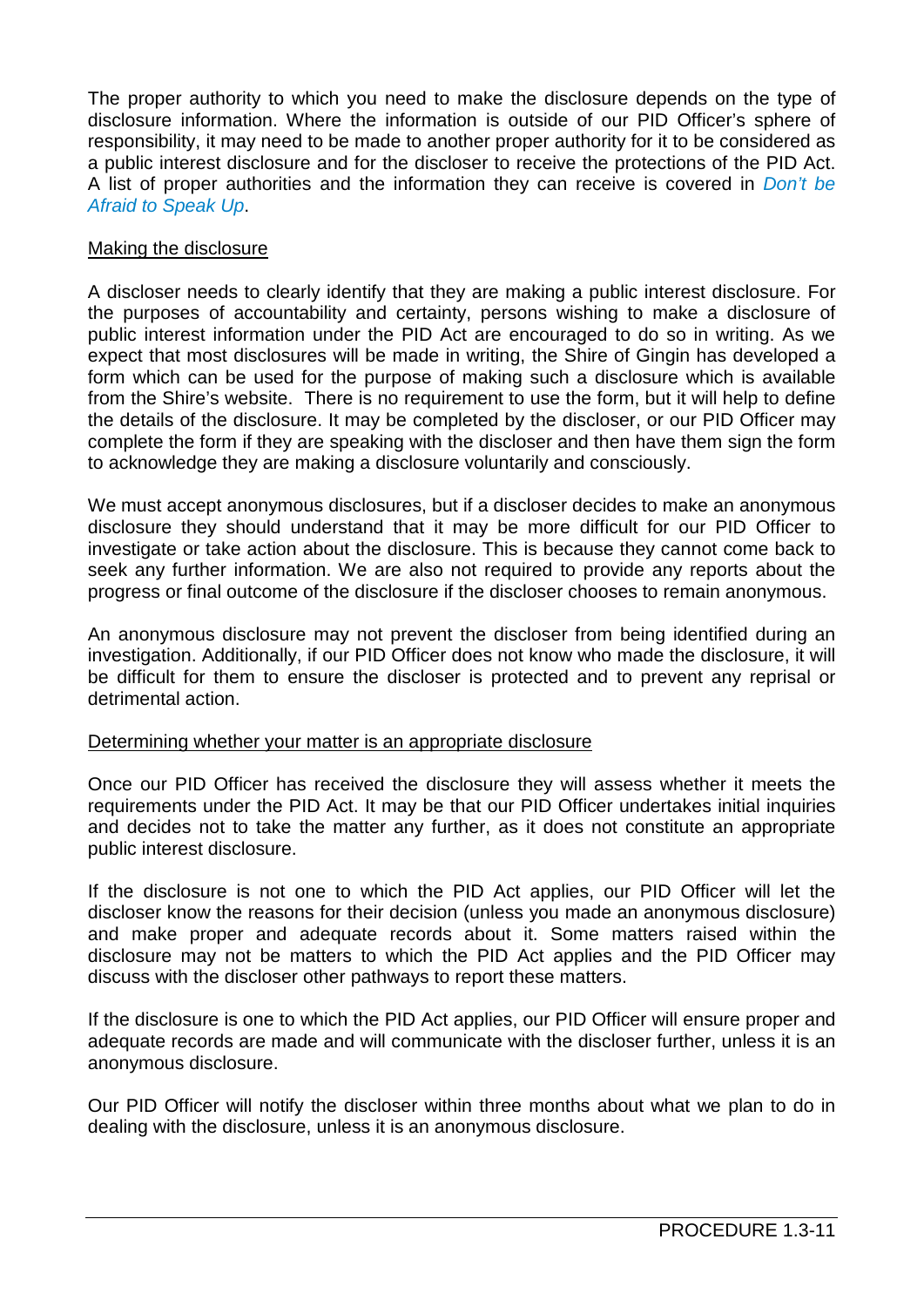The proper authority to which you need to make the disclosure depends on the type of disclosure information. Where the information is outside of our PID Officer's sphere of responsibility, it may need to be made to another proper authority for it to be considered as a public interest disclosure and for the discloser to receive the protections of the PID Act. A list of proper authorities and the information they can receive is covered in *Don't be Afraid to Speak Up*.

<u>Making the disclosure</u>

A discloser needs to clearly identify that they are making a public interest disclosure. For the purposes of accountability and certainty, persons wishing to make a disclosure of public interest information under the PID Act are encouraged to do so in writing. As we expect that most disclosures will be made in writing, the Shire of Gingin has developed a form which can be used for the purpose of making such a disclosure which is available from the Shire's website. There is no requirement to use the form, but it will help to define the details of the disclosure. It may be completed by the discloser, or our PID Officer may complete the form if they are speaking with the discloser and then have them sign the form to acknowledge they are making a disclosure voluntarily and consciously.

We must accept anonymous disclosures, but if a discloser decides to make an anonymous disclosure they should understand that it may be more difficult for our PID Officer to investigate or take action about the disclosure. This is because they cannot come back to seek any further information. We are also not required to provide any reports about the progress or final outcome of the disclosure if the discloser chooses to remain anonymous.

An anonymous disclosure may not prevent the discloser from being identified during an investigation. Additionally, if our PID Officer does not know who made the disclosure, it will be difficult for them to ensure the discloser is protected and to prevent any reprisal or detrimental action.

<u>Determining whether your matter is an appropriate disclosure</u>

Once our PID Officer has received the disclosure they will assess whether it meets the requirements under the PID Act. It may be that our PID Officer undertakes initial inquiries and decides not to take the matter any further, as it does not constitute an appropriate public interest disclosure.

If the disclosure is not one to which the PID Act applies, our PID Officer will let the discloser know the reasons for their decision (unless you made an anonymous disclosure) and make proper and adequate records about it. Some matters raised within the disclosure may not be matters to which the PID Act applies and the PID Officer may discuss with the discloser other pathways to report these matters.

If the disclosure is one to which the PID Act applies, our PID Officer will ensure proper and adequate records are made and will communicate with the discloser further, unless it is an anonymous disclosure.

Our PID Officer will notify the discloser within three months about what we plan to do in dealing with the disclosure, unless it is an anonymous disclosure.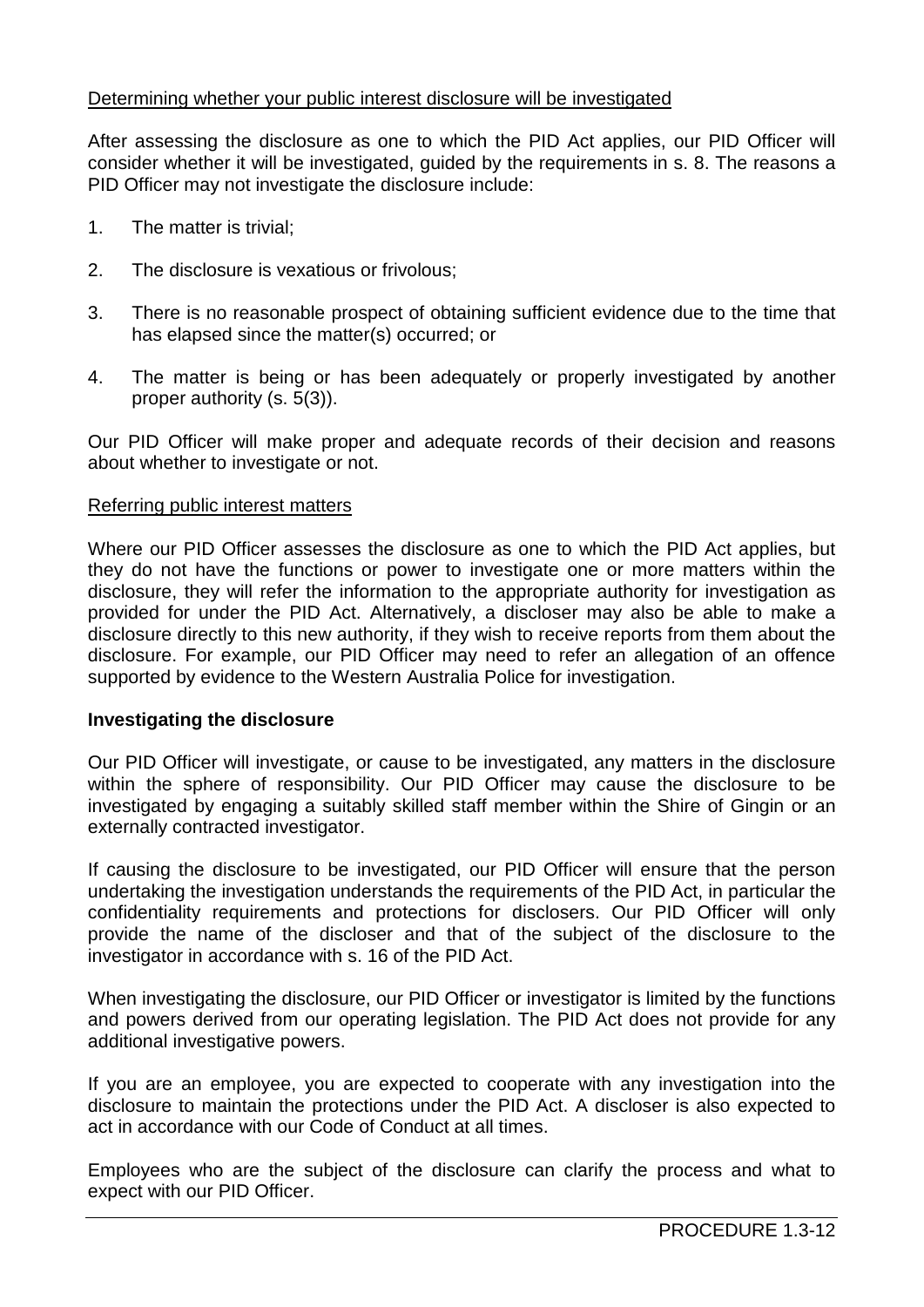Determining whether your public interest disclosure will be investigated

After assessing the disclosure as one to which the PID Act applies, our PID Officer will consider whether it will be investigated, guided by the requirements in s. 8. The reasons a PID Officer may not investigate the disclosure include:

1. The matter is trivial;
2. The disclosure is vexatious or frivolous;
3. There is no reasonable prospect of obtaining sufficient evidence due to the time that has elapsed since the matter(s) occurred; or
4. The matter is being or has been adequately or properly investigated by another proper authority (s. 5(3)).

Our PID Officer will make proper and adequate records of their decision and reasons about whether to investigate or not.

Referring public interest matters

Where our PID Officer assesses the disclosure as one to which the PID Act applies, but they do not have the functions or power to investigate one or more matters within the disclosure, they will refer the information to the appropriate authority for investigation as provided for under the PID Act. Alternatively, a discloser may also be able to make a disclosure directly to this new authority, if they wish to receive reports from them about the disclosure. For example, our PID Officer may need to refer an allegation of an offence supported by evidence to the Western Australia Police for investigation.

**Investigating the disclosure**

Our PID Officer will investigate, or cause to be investigated, any matters in the disclosure within the sphere of responsibility. Our PID Officer may cause the disclosure to be investigated by engaging a suitably skilled staff member within the Shire of Gingin or an externally contracted investigator.

If causing the disclosure to be investigated, our PID Officer will ensure that the person undertaking the investigation understands the requirements of the PID Act, in particular the confidentiality requirements and protections for disclosers. Our PID Officer will only provide the name of the discloser and that of the subject of the disclosure to the investigator in accordance with s. 16 of the PID Act.

When investigating the disclosure, our PID Officer or investigator is limited by the functions and powers derived from our operating legislation. The PID Act does not provide for any additional investigative powers.

If you are an employee, you are expected to cooperate with any investigation into the disclosure to maintain the protections under the PID Act. A discloser is also expected to act in accordance with our Code of Conduct at all times.

Employees who are the subject of the disclosure can clarify the process and what to expect with our PID Officer.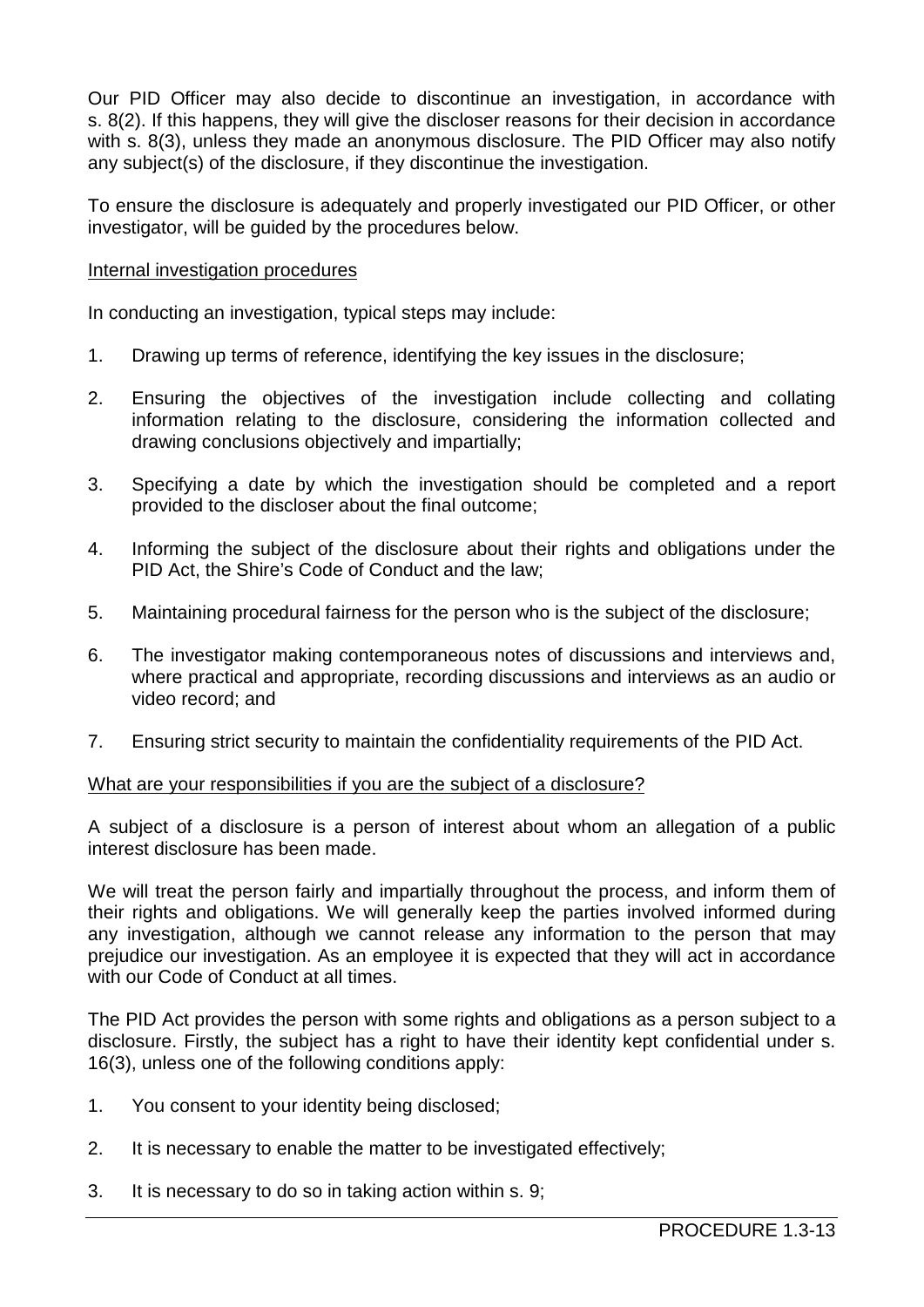Our PID Officer may also decide to discontinue an investigation, in accordance with s. 8(2). If this happens, they will give the discloser reasons for their decision in accordance with s. 8(3), unless they made an anonymous disclosure. The PID Officer may also notify any subject(s) of the disclosure, if they discontinue the investigation.

To ensure the disclosure is adequately and properly investigated our PID Officer, or other investigator, will be guided by the procedures below.

<u>Internal investigation procedures</u>

In conducting an investigation, typical steps may include:

1. Drawing up terms of reference, identifying the key issues in the disclosure;

2. Ensuring the objectives of the investigation include collecting and collating information relating to the disclosure, considering the information collected and drawing conclusions objectively and impartially;

3. Specifying a date by which the investigation should be completed and a report provided to the discloser about the final outcome;

4. Informing the subject of the disclosure about their rights and obligations under the PID Act, the Shire's Code of Conduct and the law;

5. Maintaining procedural fairness for the person who is the subject of the disclosure;

6. The investigator making contemporaneous notes of discussions and interviews and, where practical and appropriate, recording discussions and interviews as an audio or video record; and

7. Ensuring strict security to maintain the confidentiality requirements of the PID Act.

<u>What are your responsibilities if you are the subject of a disclosure?</u>

A subject of a disclosure is a person of interest about whom an allegation of a public interest disclosure has been made.

We will treat the person fairly and impartially throughout the process, and inform them of their rights and obligations. We will generally keep the parties involved informed during any investigation, although we cannot release any information to the person that may prejudice our investigation. As an employee it is expected that they will act in accordance with our Code of Conduct at all times.

The PID Act provides the person with some rights and obligations as a person subject to a disclosure. Firstly, the subject has a right to have their identity kept confidential under s. 16(3), unless one of the following conditions apply:

1. You consent to your identity being disclosed;

2. It is necessary to enable the matter to be investigated effectively;

3. It is necessary to do so in taking action within s. 9;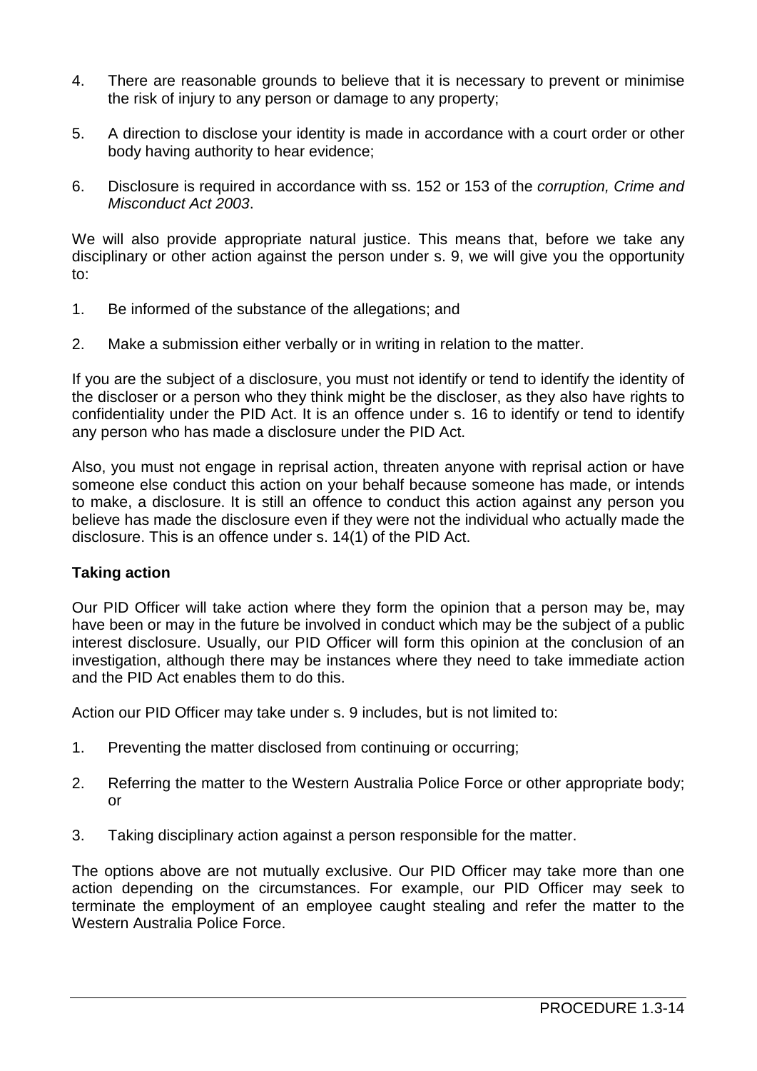4. There are reasonable grounds to believe that it is necessary to prevent or minimise the risk of injury to any person or damage to any property;

5. A direction to disclose your identity is made in accordance with a court order or other body having authority to hear evidence;

6. Disclosure is required in accordance with ss. 152 or 153 of the *corruption, Crime and Misconduct Act 2003*.

We will also provide appropriate natural justice. This means that, before we take any disciplinary or other action against the person under s. 9, we will give you the opportunity to:

1. Be informed of the substance of the allegations; and

2. Make a submission either verbally or in writing in relation to the matter.

If you are the subject of a disclosure, you must not identify or tend to identify the identity of the discloser or a person who they think might be the discloser, as they also have rights to confidentiality under the PID Act. It is an offence under s. 16 to identify or tend to identify any person who has made a disclosure under the PID Act.

Also, you must not engage in reprisal action, threaten anyone with reprisal action or have someone else conduct this action on your behalf because someone has made, or intends to make, a disclosure. It is still an offence to conduct this action against any person you believe has made the disclosure even if they were not the individual who actually made the disclosure. This is an offence under s. 14(1) of the PID Act.

**Taking action**

Our PID Officer will take action where they form the opinion that a person may be, may have been or may in the future be involved in conduct which may be the subject of a public interest disclosure. Usually, our PID Officer will form this opinion at the conclusion of an investigation, although there may be instances where they need to take immediate action and the PID Act enables them to do this.

Action our PID Officer may take under s. 9 includes, but is not limited to:

1. Preventing the matter disclosed from continuing or occurring;

2. Referring the matter to the Western Australia Police Force or other appropriate body; or

3. Taking disciplinary action against a person responsible for the matter.

The options above are not mutually exclusive. Our PID Officer may take more than one action depending on the circumstances. For example, our PID Officer may seek to terminate the employment of an employee caught stealing and refer the matter to the Western Australia Police Force.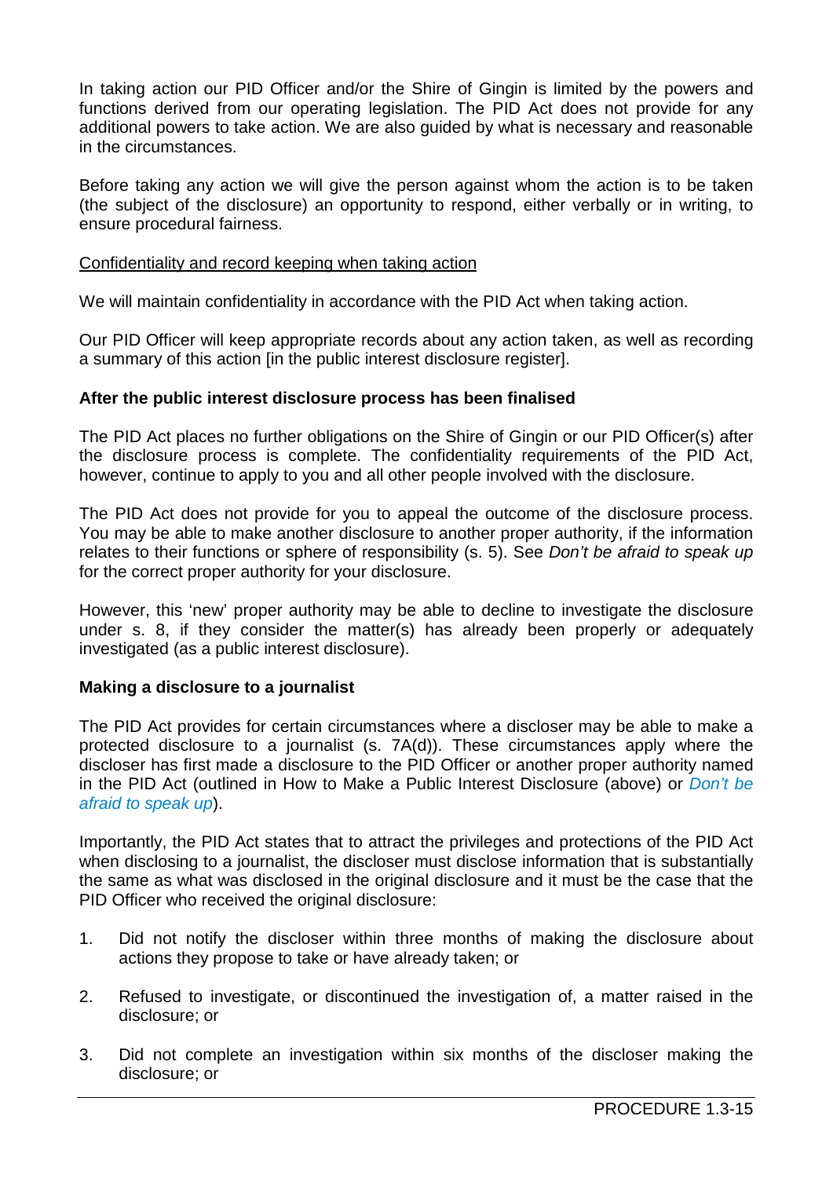In taking action our PID Officer and/or the Shire of Gingin is limited by the powers and functions derived from our operating legislation. The PID Act does not provide for any additional powers to take action. We are also guided by what is necessary and reasonable in the circumstances.

Before taking any action we will give the person against whom the action is to be taken (the subject of the disclosure) an opportunity to respond, either verbally or in writing, to ensure procedural fairness.

<u>Confidentiality and record keeping when taking action</u>

We will maintain confidentiality in accordance with the PID Act when taking action.

Our PID Officer will keep appropriate records about any action taken, as well as recording a summary of this action [in the public interest disclosure register].

**After the public interest disclosure process has been finalised**

The PID Act places no further obligations on the Shire of Gingin or our PID Officer(s) after the disclosure process is complete. The confidentiality requirements of the PID Act, however, continue to apply to you and all other people involved with the disclosure.

The PID Act does not provide for you to appeal the outcome of the disclosure process. You may be able to make another disclosure to another proper authority, if the information relates to their functions or sphere of responsibility (s. 5). See *Don't be afraid to speak up* for the correct proper authority for your disclosure.

However, this 'new' proper authority may be able to decline to investigate the disclosure under s. 8, if they consider the matter(s) has already been properly or adequately investigated (as a public interest disclosure).

**Making a disclosure to a journalist**

The PID Act provides for certain circumstances where a discloser may be able to make a protected disclosure to a journalist (s. 7A(d)). These circumstances apply where the discloser has first made a disclosure to the PID Officer or another proper authority named in the PID Act (outlined in How to Make a Public Interest Disclosure (above) or *Don't be afraid to speak up*).

Importantly, the PID Act states that to attract the privileges and protections of the PID Act when disclosing to a journalist, the discloser must disclose information that is substantially the same as what was disclosed in the original disclosure and it must be the case that the PID Officer who received the original disclosure:

1. Did not notify the discloser within three months of making the disclosure about actions they propose to take or have already taken; or
2. Refused to investigate, or discontinued the investigation of, a matter raised in the disclosure; or
3. Did not complete an investigation within six months of the discloser making the disclosure; or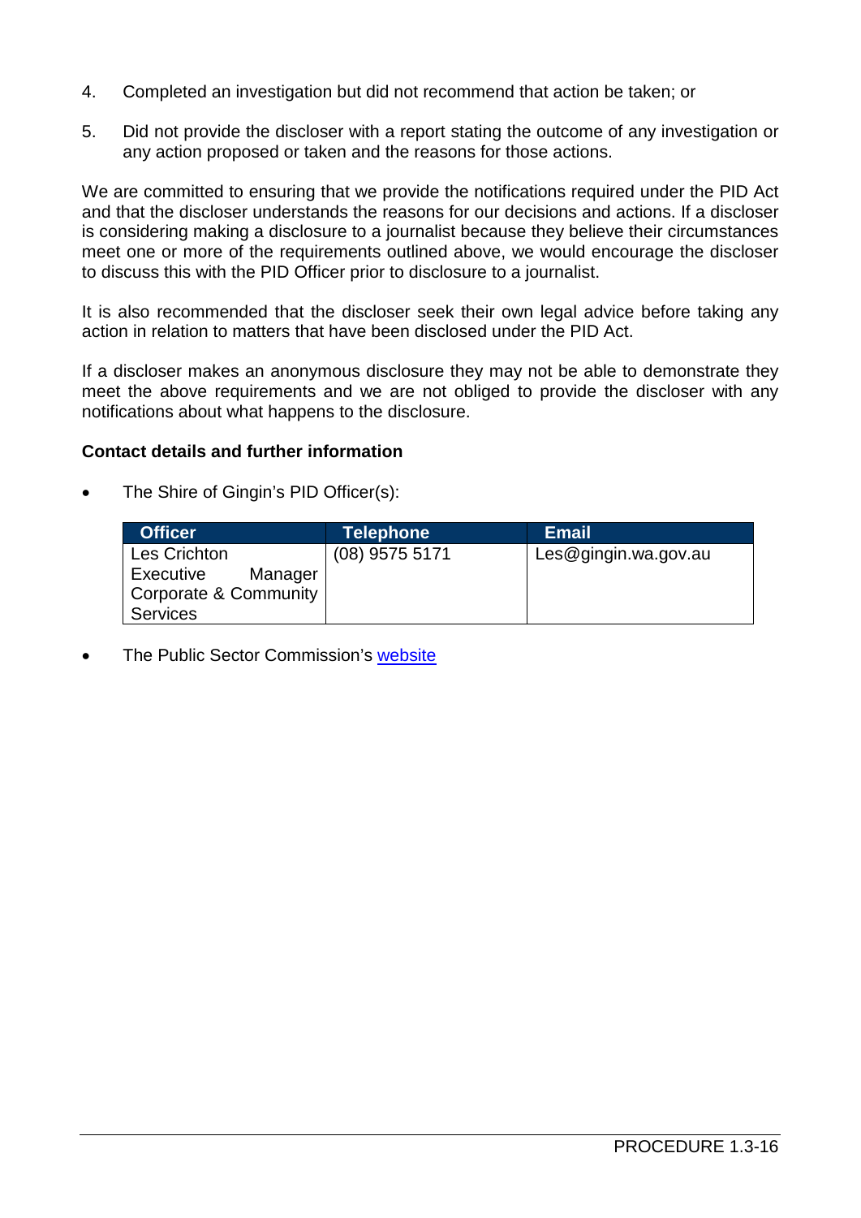4. Completed an investigation but did not recommend that action be taken; or

5. Did not provide the discloser with a report stating the outcome of any investigation or any action proposed or taken and the reasons for those actions.

We are committed to ensuring that we provide the notifications required under the PID Act and that the discloser understands the reasons for our decisions and actions. If a discloser is considering making a disclosure to a journalist because they believe their circumstances meet one or more of the requirements outlined above, we would encourage the discloser to discuss this with the PID Officer prior to disclosure to a journalist.

It is also recommended that the discloser seek their own legal advice before taking any action in relation to matters that have been disclosed under the PID Act.

If a discloser makes an anonymous disclosure they may not be able to demonstrate they meet the above requirements and we are not obliged to provide the discloser with any notifications about what happens to the disclosure.

**Contact details and further information**

- The Shire of Gingin's PID Officer(s):

| Officer | Telephone | Email |
|---|---|---|
| Les Crichton<br>Executive Manager Corporate & Community Services | (08) 9575 5171 | Les@gingin.wa.gov.au |

- The Public Sector Commission's website